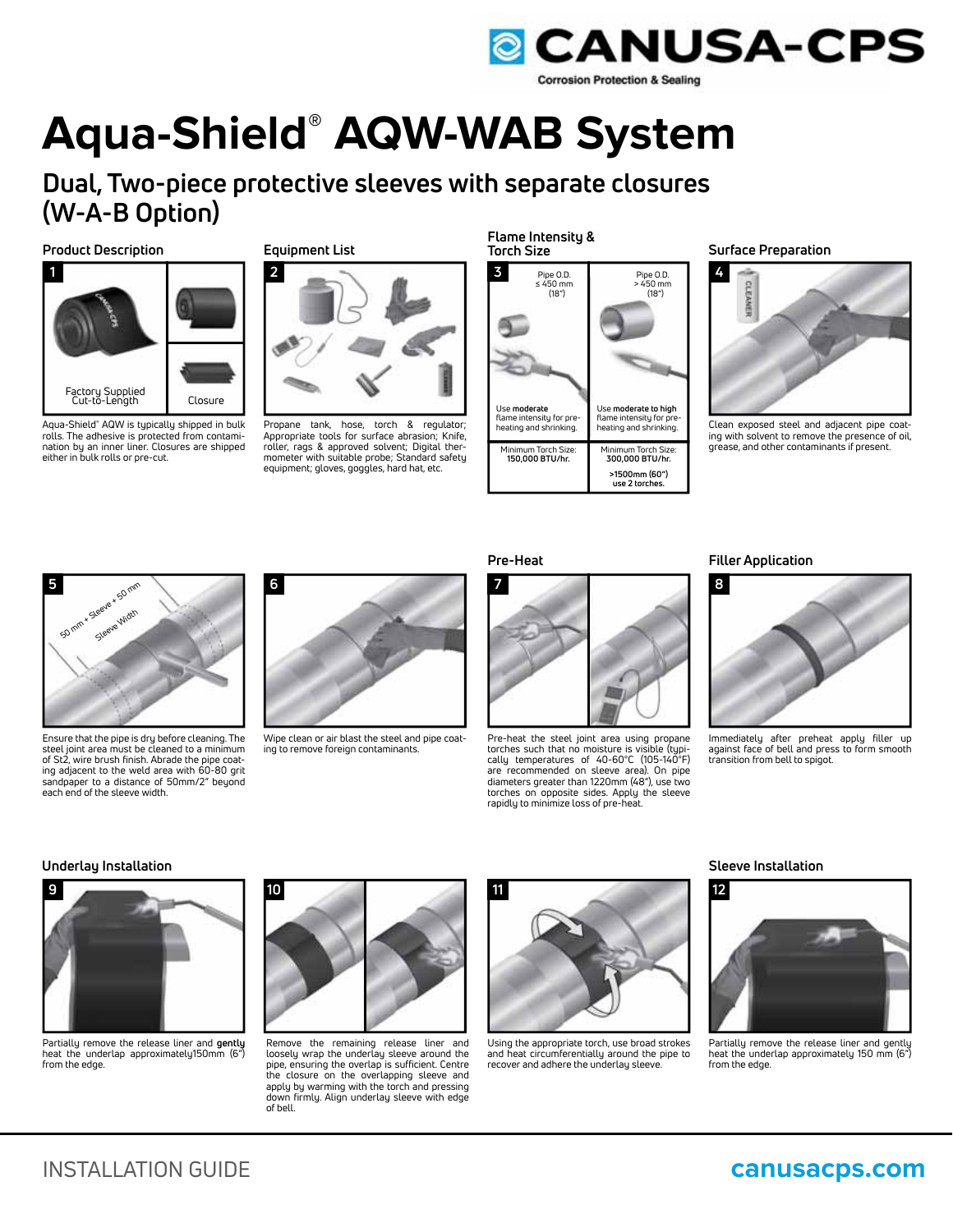# Aqua-Shield® AQW-WAB System

## Dual, Two-piece protective sleeves with separate closures (W-A-B Option)

### Product Description

**1**

Factory Supplied Cut-to-Length

Closure

Aqua-Shield® AQW is typically shipped in bulk rolls. The adhesive is protected from contamination by an inner liner. Closures are shipped either in bulk rolls or pre-cut.

### Equipment List

**2**

Propane tank, hose, torch & regulator; Appropriate tools for surface abrasion; Knife, roller, rags & approved solvent; Digital thermometer with suitable probe; Standard safety equipment; gloves, goggles, hard hat, etc.

### Flame Intensity & Torch Size

**3**

| Pipe O.D. ≤ 450 mm (18") | Pipe O.D. > 450 mm (18") |
|---|---|
| Use **moderate** flame intensity for pre-heating and shrinking. | Use **moderate to high** flame intensity for pre-heating and shrinking. |
| Minimum Torch Size: **150,000 BTU/hr.** | Minimum Torch Size: **300,000 BTU/hr.** **>1500mm (60") use 2 torches.** |

### Surface Preparation

**4**

Clean exposed steel and adjacent pipe coating with solvent to remove the presence of oil, grease, and other contaminants if present.

**5**

50 mm + Sleeve + 50 mm

Sleeve Width

Ensure that the pipe is dry before cleaning. The steel joint area must be cleaned to a minimum of St2, wire brush finish. Abrade the pipe coating adjacent to the weld area with 60-80 grit sandpaper to a distance of 50mm/2" beyond each end of the sleeve width.

**6**

Wipe clean or air blast the steel and pipe coating to remove foreign contaminants.

### Pre-Heat

**7**

Pre-heat the steel joint area using propane torches such that no moisture is visible (typically temperatures of 40-60°C (105-140°F) are recommended on sleeve area). On pipe diameters greater than 1220mm (48"), use two torches on opposite sides. Apply the sleeve rapidly to minimize loss of pre-heat.

### Filler Application

**8**

Immediately after preheat apply filler up against face of bell and press to form smooth transition from bell to spigot.

### Underlay Installation

**9**

Partially remove the release liner and **gently** heat the underlap approximately150mm (6") from the edge.

**10**

Remove the remaining release liner and loosely wrap the underlay sleeve around the pipe, ensuring the overlap is sufficient. Centre the closure on the overlapping sleeve and apply by warming with the torch and pressing down firmly. Align underlay sleeve with edge of bell.

**11**

Using the appropriate torch, use broad strokes and heat circumferentially around the pipe to recover and adhere the underlay sleeve.

### Sleeve Installation

**12**

Partially remove the release liner and gently heat the underlap approximately 150 mm (6") from the edge.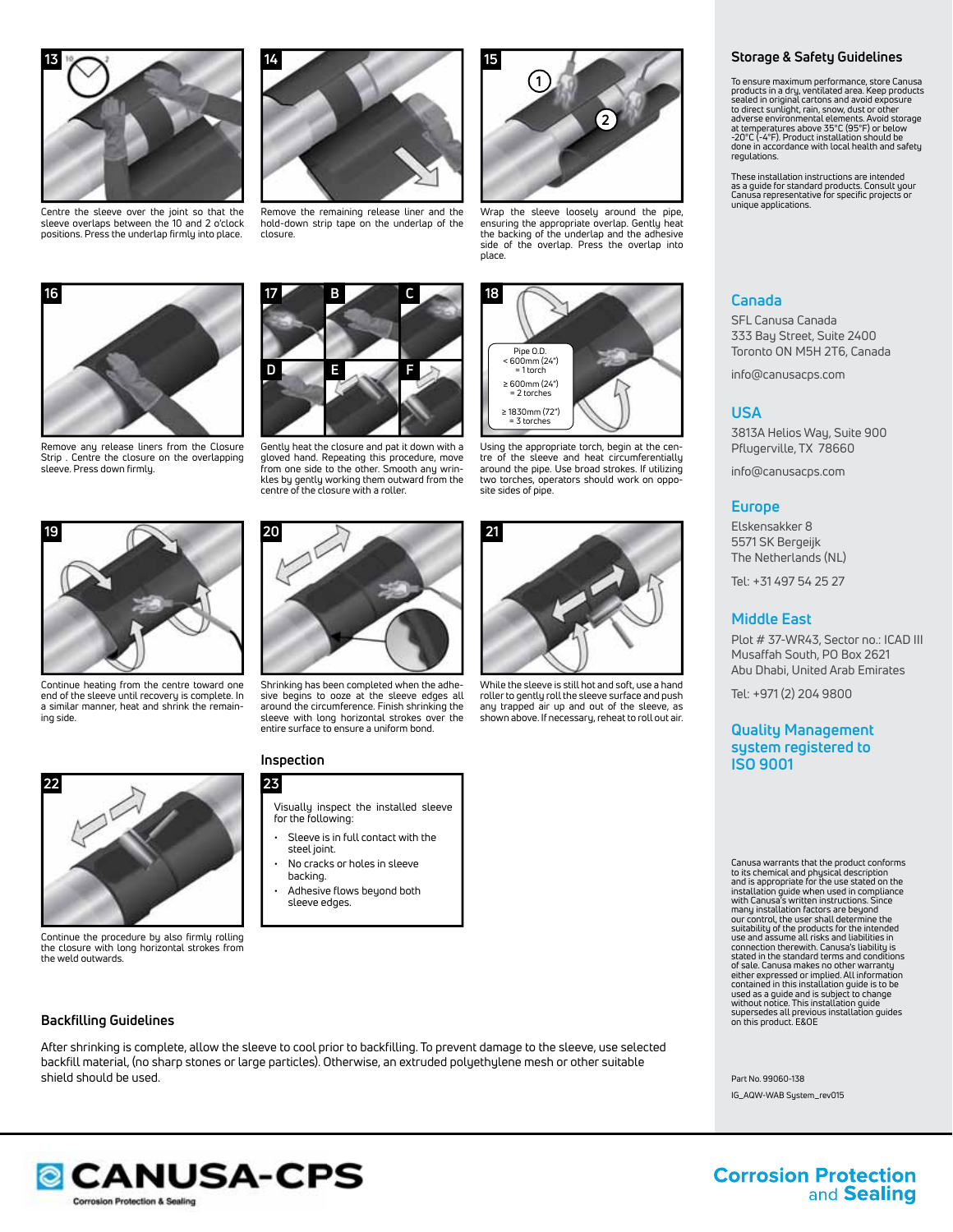**13** Centre the sleeve over the joint so that the sleeve overlaps between the 10 and 2 o'clock positions. Press the underlap firmly into place.

**14** Remove the remaining release liner and the hold-down strip tape on the underlap of the closure.

**15** Wrap the sleeve loosely around the pipe, ensuring the appropriate overlap. Gently heat the backing of the underlap and the adhesive side of the overlap. Press the overlap into place.

**16** Remove any release liners from the Closure Strip . Centre the closure on the overlapping sleeve. Press down firmly.

**17** Gently heat the closure and pat it down with a gloved hand. Repeating this procedure, move from one side to the other. Smooth any wrinkles by gently working them outward from the centre of the closure with a roller.

**18** Using the appropriate torch, begin at the centre of the sleeve and heat circumferentially around the pipe. Use broad strokes. If utilizing two torches, operators should work on opposite sides of pipe.

Pipe O.D.
< 600mm (24") = 1 torch
≥ 600mm (24") = 2 torches
≥ 1830mm (72") = 3 torches

**19** Continue heating from the centre toward one end of the sleeve until recovery is complete. In a similar manner, heat and shrink the remaining side.

**20** Shrinking has been completed when the adhesive begins to ooze at the sleeve edges all around the circumference. Finish shrinking the sleeve with long horizontal strokes over the entire surface to ensure a uniform bond.

**21** While the sleeve is still hot and soft, use a hand roller to gently roll the sleeve surface and push any trapped air up and out of the sleeve, as shown above. If necessary, reheat to roll out air.

**22** Continue the procedure by also firmly rolling the closure with long horizontal strokes from the weld outwards.

## Inspection

**23** Visually inspect the installed sleeve for the following:

- Sleeve is in full contact with the steel joint.
- No cracks or holes in sleeve backing.
- Adhesive flows beyond both sleeve edges.

## Backfilling Guidelines

After shrinking is complete, allow the sleeve to cool prior to backfilling. To prevent damage to the sleeve, use selected backfill material, (no sharp stones or large particles). Otherwise, an extruded polyethylene mesh or other suitable shield should be used.

## Storage & Safety Guidelines

To ensure maximum performance, store Canusa products in a dry, ventilated area. Keep products sealed in original cartons and avoid exposure to direct sunlight, rain, snow, dust or other adverse environmental elements. Avoid storage at temperatures above 35°C (95°F) or below -20°C (-4°F). Product installation should be done in accordance with local health and safety regulations.

These installation instructions are intended as a guide for standard products. Consult your Canusa representative for specific projects or unique applications.

### Canada

SFL Canusa Canada
333 Bay Street, Suite 2400
Toronto ON M5H 2T6, Canada

info@canusacps.com

### USA

3813A Helios Way, Suite 900
Pflugerville, TX 78660

info@canusacps.com

### Europe

Elskensakker 8
5571 SK Bergeijk
The Netherlands (NL)

Tel: +31 497 54 25 27

### Middle East

Plot # 37-WR43, Sector no.: ICAD III
Musaffah South, PO Box 2621
Abu Dhabi, United Arab Emirates

Tel: +971 (2) 204 9800

### Quality Management system registered to ISO 9001

Canusa warrants that the product conforms to its chemical and physical description and is appropriate for the use stated on the installation guide when used in compliance with Canusa's written instructions. Since many installation factors are beyond our control, the user shall determine the suitability of the products for the intended use and assume all risks and liabilities in connection therewith. Canusa's liability is stated in the standard terms and conditions of sale. Canusa makes no other warranty either expressed or implied. All information contained in this installation guide is to be used as a guide and is subject to change without notice. This installation guide supersedes all previous installation guides on this product. E&OE

Part No. 99060-138
IG_AQW-WAB System_rev015

CANUSA-CPS
Corrosion Protection & Sealing

Corrosion Protection and Sealing